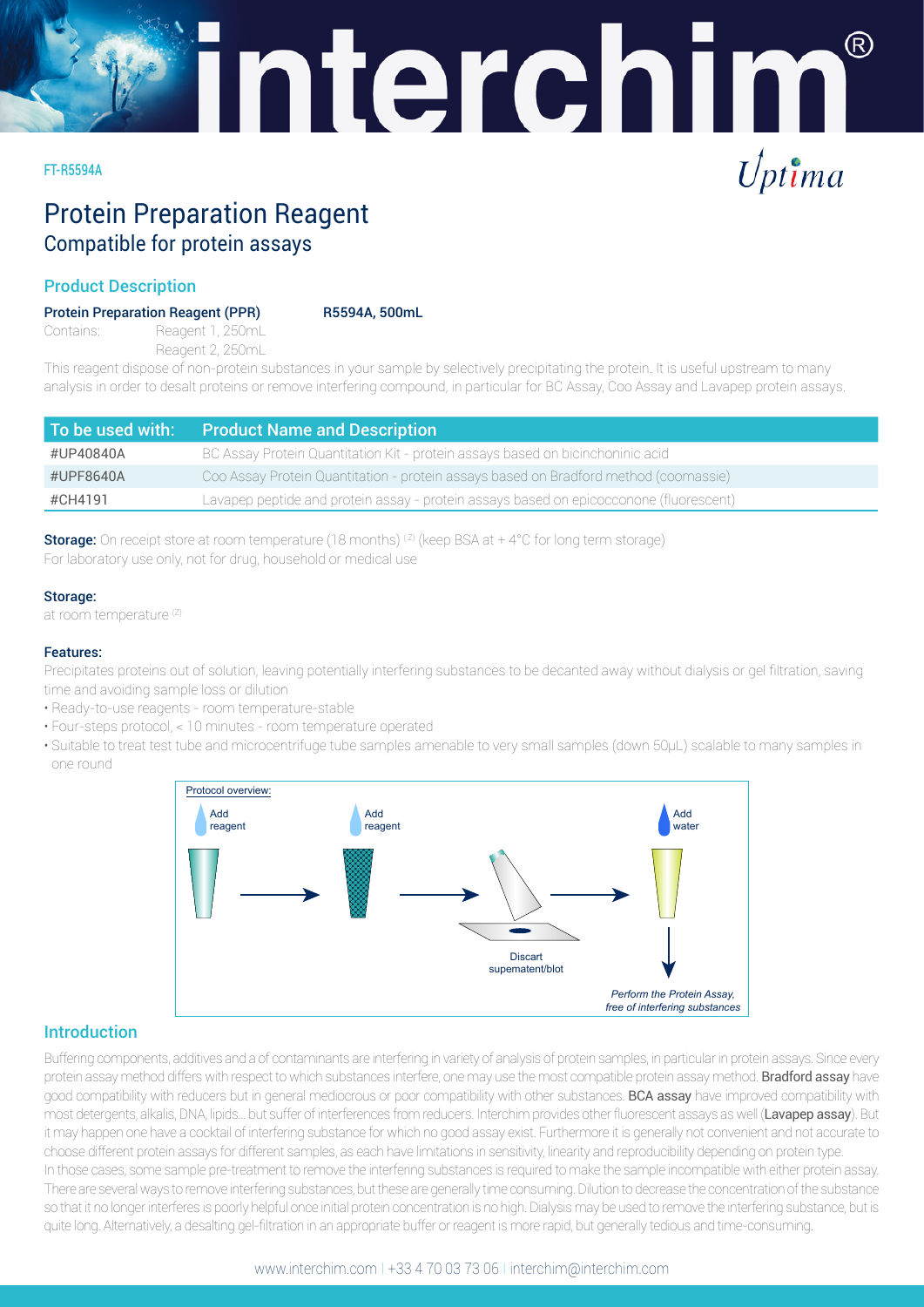FT-R5594A

# Protein Preparation Reagent

## Compatible for protein assays

### Product Description

**Protein Preparation Reagent (PPR)** **R5594A, 500mL**

Contains: Reagent 1, 250mL
Reagent 2, 250mL

This reagent dispose of non-protein substances in your sample by selectively precipitating the protein. It is useful upstream to many analysis in order to desalt proteins or remove interfering compound, in particular for BC Assay, Coo Assay and Lavapep protein assays.

| To be used with: | Product Name and Description |
| --- | --- |
| #UP40840A | BC Assay Protein Quantitation Kit - protein assays based on bicinchoninic acid |
| #UPF8640A | Coo Assay Protein Quantitation - protein assays based on Bradford method (coomassie) |
| #CH4191 | Lavapep peptide and protein assay - protein assays based on epicocconone (fluorescent) |

**Storage:** On receipt store at room temperature (18 months) (2) (keep BSA at + 4°C for long term storage)
For laboratory use only, not for drug, household or medical use

**Storage:**
at room temperature (2)

**Features:**
Precipitates proteins out of solution, leaving potentially interfering substances to be decanted away without dialysis or gel filtration, saving time and avoiding sample loss or dilution

- Ready-to-use reagents - room temperature-stable
- Four-steps protocol, < 10 minutes - room temperature operated
- Suitable to treat test tube and microcentrifuge tube samples amenable to very small samples (down 50µL) scalable to many samples in one round

Protocol overview:

Add reagent

Add reagent

Discart supematent/blot

Add water

*Perform the Protein Assay, free of interfering substances*

### Introduction

Buffering components, additives and a of contaminants are interfering in variety of analysis of protein samples, in particular in protein assays. Since every protein assay method differs with respect to which substances interfere, one may use the most compatible protein assay method. Bradford assay have good compatibility with reducers but in general mediocrous or poor compatibility with other substances. BCA assay have improved compatibility with most detergents, alkalis, DNA, lipids... but suffer of interferences from reducers. Interchim provides other fluorescent assays as well (Lavapep assay). But it may happen one have a cocktail of interfering substance for which no good assay exist. Furthermore it is generally not convenient and not accurate to choose different protein assays for different samples, as each have limitations in sensitivity, linearity and reproducibility depending on protein type.
In those cases, some sample pre-treatment to remove the interfering substances is required to make the sample incompatible with either protein assay. There are several ways to remove interfering substances, but these are generally time consuming. Dilution to decrease the concentration of the substance so that it no longer interferes is poorly helpful once initial protein concentration is no high. Dialysis may be used to remove the interfering substance, but is quite long. Alternatively, a desalting gel-filtration in an appropriate buffer or reagent is more rapid, but generally tedious and time-consuming.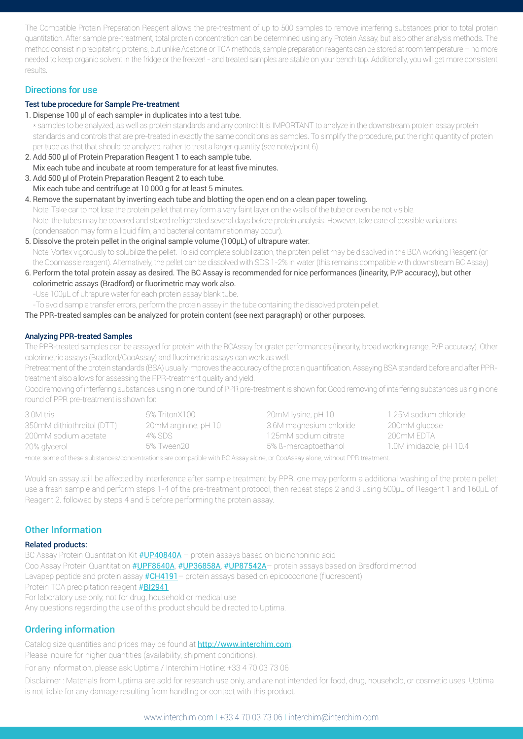The Compatible Protein Preparation Reagent allows the pre-treatment of up to 500 samples to remove interfering substances prior to total protein quantitation. After sample pre-treatment, total protein concentration can be determined using any Protein Assay, but also other analysis methods. The method consist in precipitating proteins, but unlike Acetone or TCA methods, sample preparation reagents can be stored at room temperature – no more needed to keep organic solvent in the fridge or the freezer! - and treated samples are stable on your bench top. Additionally, you will get more consistent results.

## Directions for use

### Test tube procedure for Sample Pre-treatment

1. Dispense 100 µl of each sample* in duplicates into a test tube.
   * samples to be analyzed, as well as protein standards and any control: It is IMPORTANT to analyze in the downstream protein assay protein standards and controls that are pre-treated in exactly the same conditions as samples. To simplify the procedure, put the right quantity of protein per tube as that that should be analyzed, rather to treat a larger quantity (see note/point 6).
2. Add 500 µl of Protein Preparation Reagent 1 to each sample tube.
   Mix each tube and incubate at room temperature for at least five minutes.
3. Add 500 µl of Protein Preparation Reagent 2 to each tube.
   Mix each tube and centrifuge at 10 000 g for at least 5 minutes.
4. Remove the supernatant by inverting each tube and blotting the open end on a clean paper toweling.
   Note: Take car to not lose the protein pellet that may form a very faint layer on the walls of the tube or even be not visible.
   Note: the tubes may be covered and stored refrigerated several days before protein analysis. However, take care of possible variations (condensation may form a liquid film, and bacterial contamination may occur).
5. Dissolve the protein pellet in the original sample volume (100µL) of ultrapure water.
   Note: Vortex vigorously to solubilize the pellet. To aid complete solubilization, the protein pellet may be dissolved in the BCA working Reagent (or the Coomassie reagent). Alternatively, the pellet can be dissolved with SDS 1-2% in water (this remains compatible with downstream BC Assay)
6. Perform the total protein assay as desired. The BC Assay is recommended for nice performances (linearity, P/P accuracy), but other colorimetric assays (Bradford) or fluorimetric may work also.
   -Use 100µL of ultrapure water for each protein assay blank tube.
   -To avoid sample transfer errors, perform the protein assay in the tube containing the dissolved protein pellet.

The PPR-treated samples can be analyzed for protein content (see next paragraph) or other purposes.

### Analyzing PPR-treated Samples

The PPR-treated samples can be assayed for protein with the BCAssay for grater performances (linearity, broad working range, P/P accuracy). Other colorimetric assays (Bradford/CooAssay) and fluorimetric assays can work as well.

Pretreatment of the protein standards (BSA) usually improves the accuracy of the protein quantification. Assaying BSA standard before and after PPR-treatment also allows for assessing the PPR-treatment quality and yield.

Good removing of interfering substances using in one round of PPR pre-treatment is shown for: Good removing of interfering substances using in one round of PPR pre-treatment is shown for:

| | | | |
|---|---|---|---|
| 3.0M tris | 5% TritonX100 | 20mM lysine, pH 10 | 1.25M sodium chloride |
| 350mM dithiothreitol (DTT) | 20mM arginine, pH 10 | 3.6M magnesium chloride | 200mM glucose |
| 200mM sodium acetate | 4% SDS | 125mM sodium citrate | 200mM EDTA |
| 20% glycerol | 5% Tween20 | 5% ß-mercaptoethanol | 1.0M imidazole, pH 10.4 |

*note: some of these substances/concentrations are compatible with BC Assay alone, or CooAssay alone, without PPR treatment.

Would an assay still be affected by interference after sample treatment by PPR, one may perform a additional washing of the protein pellet: use a fresh sample and perform steps 1-4 of the pre-treatment protocol, then repeat steps 2 and 3 using 500µL of Reagent 1 and 160µL of Reagent 2. followed by steps 4 and 5 before performing the protein assay.

## Other Information

### Related products:

BC Assay Protein Quantitation Kit #UP40840A – protein assays based on bicinchoninic acid
Coo Assay Protein Quantitation #UPF8640A, #UP36858A, #UP87542A– protein assays based on Bradford method
Lavapep peptide and protein assay #CH4191– protein assays based on epicocconone (fluorescent)
Protein TCA precipitation reagent #BI2941
For laboratory use only, not for drug, household or medical use
Any questions regarding the use of this product should be directed to Uptima.

## Ordering information

Catalog size quantities and prices may be found at http://www.interchim.com.
Please inquire for higher quantities (availability, shipment conditions).

For any information, please ask: Uptima / Interchim Hotline: +33 4 70 03 73 06

Disclaimer : Materials from Uptima are sold for research use only, and are not intended for food, drug, household, or cosmetic uses. Uptima is not liable for any damage resulting from handling or contact with this product.